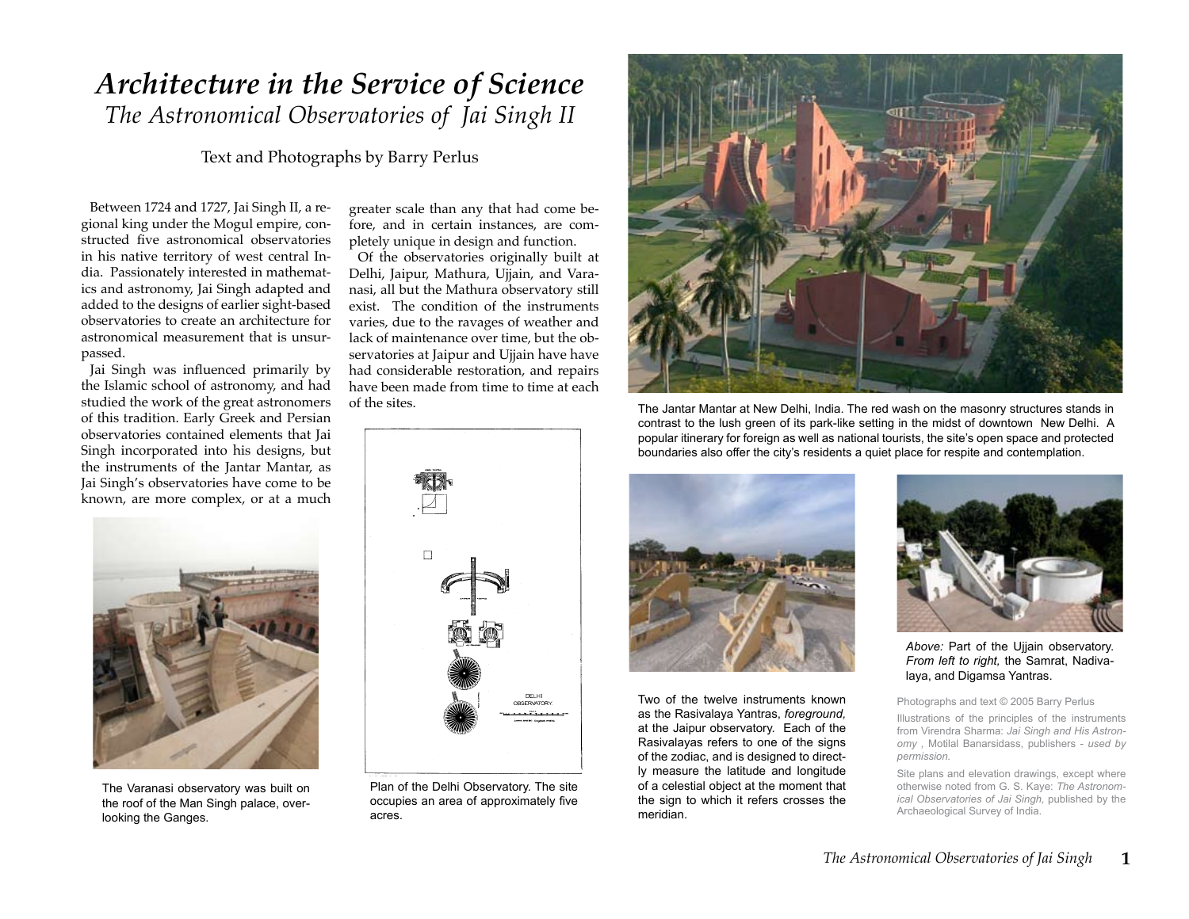# *Architecture in the Service of Science*

## *The Astronomical Observatories of Jai Singh II*

Text and Photographs by Barry Perlus

Between 1724 and 1727, Jai Singh II, a regional king under the Mogul empire, constructed five astronomical observatories in his native territory of west central India. Passionately interested in mathematics and astronomy, Jai Singh adapted and added to the designs of earlier sight-based observatories to create an architecture for astronomical measurement that is unsurpassed.

Jai Singh was influenced primarily by the Islamic school of astronomy, and had studied the work of the great astronomers of this tradition. Early Greek and Persian observatories contained elements that Jai Singh incorporated into his designs, but the instruments of the Jantar Mantar, as Jai Singh's observatories have come to be known, are more complex, or at a much greater scale than any that had come before, and in certain instances, are completely unique in design and function.

Of the observatories originally built at Delhi, Jaipur, Mathura, Ujjain, and Varanasi, all but the Mathura observatory still exist. The condition of the instruments varies, due to the ravages of weather and lack of maintenance over time, but the observatories at Jaipur and Ujjain have have had considerable restoration, and repairs have been made from time to time at each of the sites.

The Varanasi observatory was built on the roof of the Man Singh palace, overlooking the Ganges.

Plan of the Delhi Observatory. The site occupies an area of approximately five acres.

The Jantar Mantar at New Delhi, India. The red wash on the masonry structures stands in contrast to the lush green of its park-like setting in the midst of downtown New Delhi. A popular itinerary for foreign as well as national tourists, the site's open space and protected boundaries also offer the city's residents a quiet place for respite and contemplation.

Two of the twelve instruments known as the Rasivalaya Yantras, *foreground*, at the Jaipur observatory. Each of the Rasivalayas refers to one of the signs of the zodiac, and is designed to directly measure the latitude and longitude of a celestial object at the moment that the sign to which it refers crosses the meridian.

*Above:* Part of the Ujjain observatory. *From left to right,* the Samrat, Nadivalaya, and Digamsa Yantras.

Photographs and text © 2005 Barry Perlus

Illustrations of the principles of the instruments from Virendra Sharma: *Jai Singh and His Astronomy* , Motilal Banarsidass, publishers - *used by permission.*

Site plans and elevation drawings, except where otherwise noted from G. S. Kaye: *The Astronomical Observatories of Jai Singh*, published by the Archaeological Survey of India.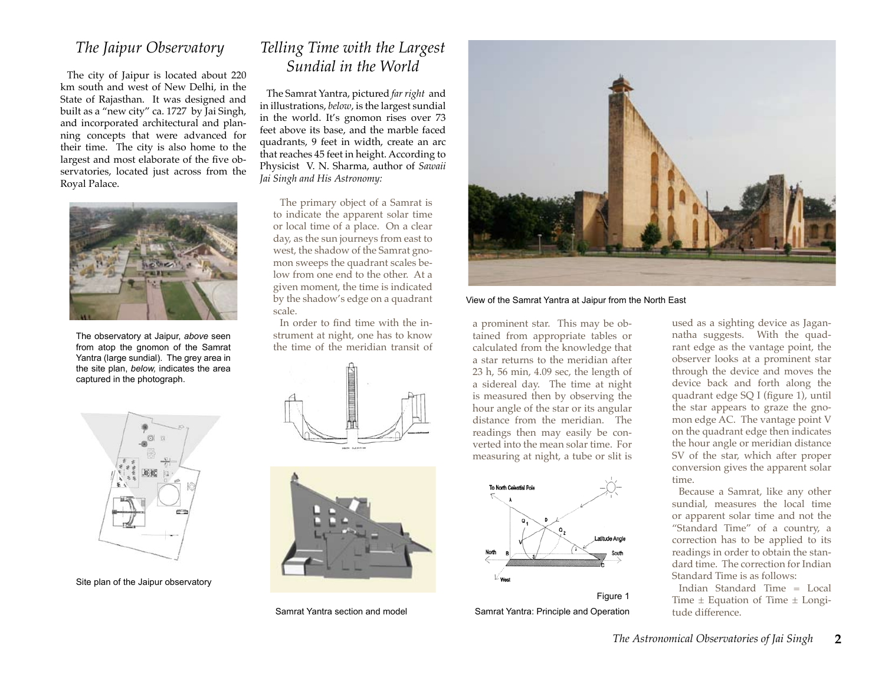## The Jaipur Observatory

The city of Jaipur is located about 220 km south and west of New Delhi, in the State of Rajasthan. It was designed and built as a "new city" ca. 1727 by Jai Singh, and incorporated architectural and planning concepts that were advanced for their time. The city is also home to the largest and most elaborate of the five observatories, located just across from the Royal Palace.

The observatory at Jaipur, *above* seen from atop the gnomon of the Samrat Yantra (large sundial). The grey area in the site plan, *below*, indicates the area captured in the photograph.

Site plan of the Jaipur observatory

## Telling Time with the Largest Sundial in the World

The Samrat Yantra, pictured *far right* and in illustrations, *below*, is the largest sundial in the world. It's gnomon rises over 73 feet above its base, and the marble faced quadrants, 9 feet in width, create an arc that reaches 45 feet in height. According to Physicist V. N. Sharma, author of *Sawaii Jai Singh and His Astronomy:*

> The primary object of a Samrat is to indicate the apparent solar time or local time of a place. On a clear day, as the sun journeys from east to west, the shadow of the Samrat gnomon sweeps the quadrant scales below from one end to the other. At a given moment, the time is indicated by the shadow's edge on a quadrant scale.
>
> In order to find time with the instrument at night, one has to know the time of the meridian transit of a prominent star. This may be obtained from appropriate tables or calculated from the knowledge that a star returns to the meridian after 23 h, 56 min, 4.09 sec, the length of a sidereal day. The time at night is measured then by observing the hour angle of the star or its angular distance from the meridian. The readings then may easily be converted into the mean solar time. For measuring at night, a tube or slit is used as a sighting device as Jagannatha suggests. With the quadrant edge as the vantage point, the observer looks at a prominent star through the device and moves the device back and forth along the quadrant edge SQ I (figure 1), until the star appears to graze the gnomon edge AC. The vantage point V on the quadrant edge then indicates the hour angle or meridian distance SV of the star, which after proper conversion gives the apparent solar time.
>
> Because a Samrat, like any other sundial, measures the local time or apparent solar time and not the "Standard Time" of a country, a correction has to be applied to its readings in order to obtain the standard time. The correction for Indian Standard Time is as follows:
>
> Indian Standard Time = Local Time ± Equation of Time ± Longitude difference.

Samrat Yantra section and model

View of the Samrat Yantra at Jaipur from the North East

Figure 1

Samrat Yantra: Principle and Operation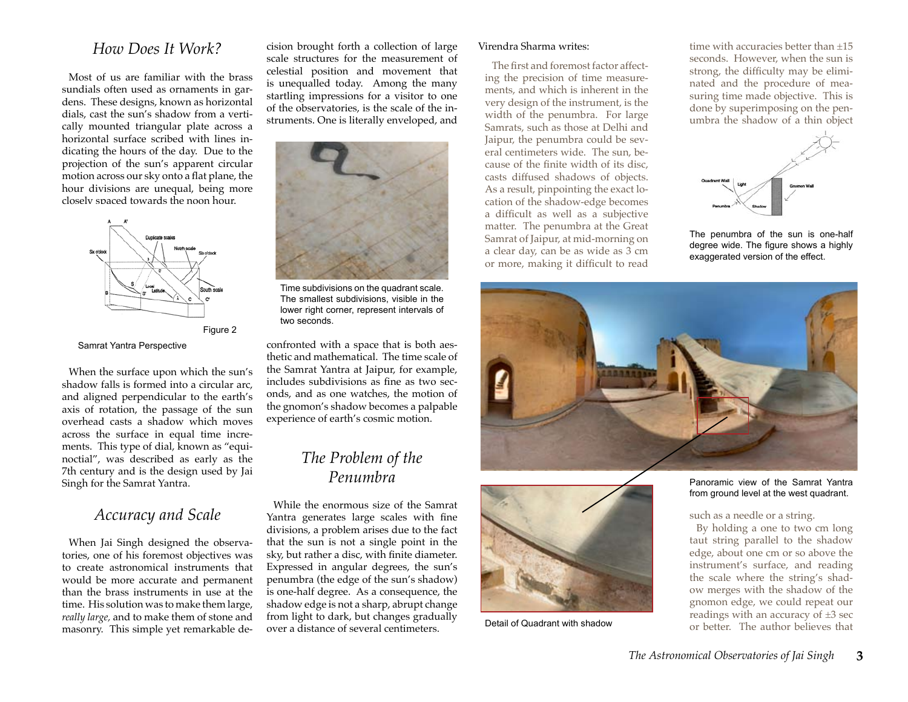## *How Does It Work?*

Most of us are familiar with the brass sundials often used as ornaments in gardens. These designs, known as horizontal dials, cast the sun's shadow from a vertically mounted triangular plate across a horizontal surface scribed with lines indicating the hours of the day. Due to the projection of the sun's apparent circular motion across our sky onto a flat plane, the hour divisions are unequal, being more closely spaced towards the noon hour.

Figure 2

Samrat Yantra Perspective

When the surface upon which the sun's shadow falls is formed into a circular arc, and aligned perpendicular to the earth's axis of rotation, the passage of the sun overhead casts a shadow which moves across the surface in equal time increments. This type of dial, known as "equinoctial", was described as early as the 7th century and is the design used by Jai Singh for the Samrat Yantra.

## *Accuracy and Scale*

When Jai Singh designed the observatories, one of his foremost objectives was to create astronomical instruments that would be more accurate and permanent than the brass instruments in use at the time. His solution was to make them large, *really large,* and to make them of stone and masonry. This simple yet remarkable decision brought forth a collection of large scale structures for the measurement of celestial position and movement that is unequalled today. Among the many startling impressions for a visitor to one of the observatories, is the scale of the instruments. One is literally enveloped, and confronted with a space that is both aesthetic and mathematical. The time scale of the Samrat Yantra at Jaipur, for example, includes subdivisions as fine as two seconds, and as one watches, the motion of the gnomon's shadow becomes a palpable experience of earth's cosmic motion.

Time subdivisions on the quadrant scale. The smallest subdivisions, visible in the lower right corner, represent intervals of two seconds.

## *The Problem of the Penumbra*

While the enormous size of the Samrat Yantra generates large scales with fine divisions, a problem arises due to the fact that the sun is not a single point in the sky, but rather a disc, with finite diameter. Expressed in angular degrees, the sun's penumbra (the edge of the sun's shadow) is one-half degree. As a consequence, the shadow edge is not a sharp, abrupt change from light to dark, but changes gradually over a distance of several centimeters.

Virendra Sharma writes:

> The first and foremost factor affecting the precision of time measurements, and which is inherent in the very design of the instrument, is the width of the penumbra. For large Samrats, such as those at Delhi and Jaipur, the penumbra could be several centimeters wide. The sun, because of the finite width of its disc, casts diffused shadows of objects. As a result, pinpointing the exact location of the shadow-edge becomes a difficult as well as a subjective matter. The penumbra at the Great Samrat of Jaipur, at mid-morning on a clear day, can be as wide as 3 cm or more, making it difficult to read time with accuracies better than ±15 seconds. However, when the sun is strong, the difficulty may be eliminated and the procedure of measuring time made objective. This is done by superimposing on the penumbra the shadow of a thin object such as a needle or a string.
>
> By holding a one to two cm long taut string parallel to the shadow edge, about one cm or so above the instrument's surface, and reading the scale where the string's shadow merges with the shadow of the gnomon edge, we could repeat our readings with an accuracy of ±3 sec or better. The author believes that

The penumbra of the sun is one-half degree wide. The figure shows a highly exaggerated version of the effect.

Panoramic view of the Samrat Yantra from ground level at the west quadrant.

Detail of Quadrant with shadow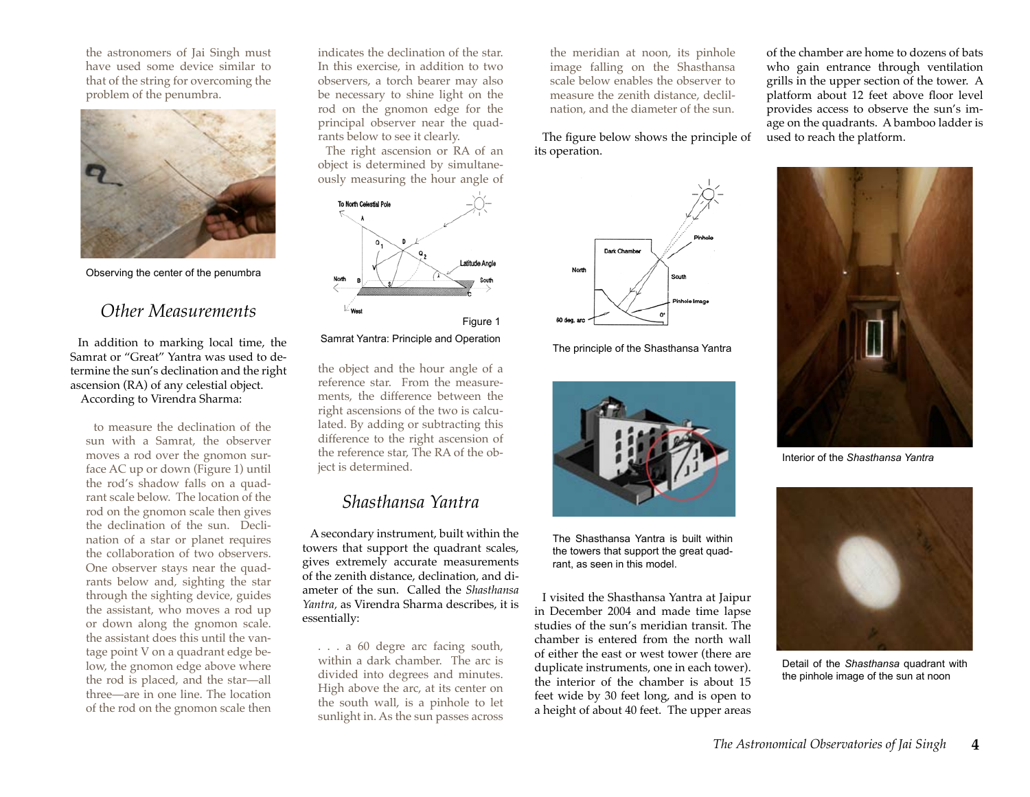the astronomers of Jai Singh must have used some device similar to that of the string for overcoming the problem of the penumbra.

Observing the center of the penumbra

## Other Measurements

In addition to marking local time, the Samrat or "Great" Yantra was used to determine the sun's declination and the right ascension (RA) of any celestial object.

According to Virendra Sharma:

> to measure the declination of the sun with a Samrat, the observer moves a rod over the gnomon surface AC up or down (Figure 1) until the rod's shadow falls on a quadrant scale below. The location of the rod on the gnomon scale then gives the declination of the sun. Declination of a star or planet requires the collaboration of two observers. One observer stays near the quadrants below and, sighting the star through the sighting device, guides the assistant, who moves a rod up or down along the gnomon scale. the assistant does this until the vantage point V on a quadrant edge below, the gnomon edge above where the rod is placed, and the star—all three—are in one line. The location of the rod on the gnomon scale then indicates the declination of the star. In this exercise, in addition to two observers, a torch bearer may also be necessary to shine light on the rod on the gnomon edge for the principal observer near the quadrants below to see it clearly.
>
> The right ascension or RA of an object is determined by simultaneously measuring the hour angle of the object and the hour angle of a reference star. From the measurements, the difference between the right ascensions of the two is calculated. By adding or subtracting this difference to the right ascension of the reference star, The RA of the object is determined.

Figure 1

Samrat Yantra: Principle and Operation

## Shasthansa Yantra

A secondary instrument, built within the towers that support the quadrant scales, gives extremely accurate measurements of the zenith distance, declination, and diameter of the sun. Called the *Shasthansa Yantra*, as Virendra Sharma describes, it is essentially:

> . . . a 60 degree arc facing south, within a dark chamber. The arc is divided into degrees and minutes. High above the arc, at its center on the south wall, is a pinhole to let sunlight in. As the sun passes across the meridian at noon, its pinhole image falling on the Shasthansa scale below enables the observer to measure the zenith distance, declination, and the diameter of the sun.

The figure below shows the principle of its operation.

The principle of the Shasthansa Yantra

The Shasthansa Yantra is built within the towers that support the great quadrant, as seen in this model.

I visited the Shasthansa Yantra at Jaipur in December 2004 and made time lapse studies of the sun's meridian transit. The chamber is entered from the north wall of either the east or west tower (there are duplicate instruments, one in each tower). the interior of the chamber is about 15 feet wide by 30 feet long, and is open to a height of about 40 feet. The upper areas of the chamber are home to dozens of bats who gain entrance through ventilation grills in the upper section of the tower. A platform about 12 feet above floor level provides access to observe the sun's image on the quadrants. A bamboo ladder is used to reach the platform.

Interior of the *Shasthansa Yantra*

Detail of the *Shasthansa* quadrant with the pinhole image of the sun at noon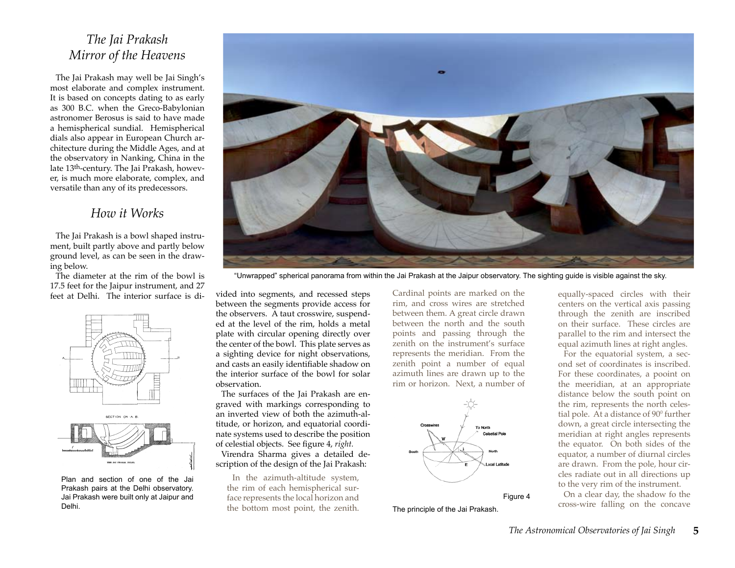# *The Jai Prakash*
# *Mirror of the Heavens*

The Jai Prakash may well be Jai Singh's most elaborate and complex instrument. It is based on concepts dating to as early as 300 B.C. when the Greco-Babylonian astronomer Berosus is said to have made a hemispherical sundial. Hemispherical dials also appear in European Church architecture during the Middle Ages, and at the observatory in Nanking, China in the late 13th-century. The Jai Prakash, however, is much more elaborate, complex, and versatile than any of its predecessors.

## *How it Works*

The Jai Prakash is a bowl shaped instrument, built partly above and partly below ground level, as can be seen in the drawing below.

The diameter at the rim of the bowl is 17.5 feet for the Jaipur instrument, and 27 feet at Delhi. The interior surface is divided into segments, and recessed steps between the segments provide access for the observers. A taut crosswire, suspended at the level of the rim, holds a metal plate with circular opening directly over the center of the bowl. This plate serves as a sighting device for night observations, and casts an easily identifiable shadow on the interior surface of the bowl for solar observation.

"Unwrapped" spherical panorama from within the Jai Prakash at the Jaipur observatory. The sighting guide is visible against the sky.

Plan and section of one of the Jai Prakash pairs at the Delhi observatory. Jai Prakash were built only at Jaipur and Delhi.

The surfaces of the Jai Prakash are engraved with markings corresponding to an inverted view of both the azimuth-altitude, or horizon, and equatorial coordinate systems used to describe the position of celestial objects. See figure 4, *right*.

Virendra Sharma gives a detailed description of the design of the Jai Prakash:

> In the azimuth-altitude system, the rim of each hemispherical surface represents the local horizon and the bottom most point, the zenith. Cardinal points are marked on the rim, and cross wires are stretched between them. A great circle drawn between the north and the south points and passing through the zenith on the instrument's surface represents the meridian. From the zenith point a number of equal azimuth lines are drawn up to the rim or horizon. Next, a number of equally-spaced circles with their centers on the vertical axis passing through the zenith are inscribed on their surface. These circles are parallel to the rim and intersect the equal azimuth lines at right angles.
>
> For the equatorial system, a second set of coordinates is inscribed. For these coordinates, a pooint on the meeridian, at an appropriate distance below the south point on the rim, represents the north celestial pole. At a distance of $90^0$ further down, a great circle intersecting the meridian at right angles represents the equator. On both sides of the equator, a number of diurnal circles are drawn. From the pole, hour circles radiate out in all directions up to the very rim of the instrument.
>
> On a clear day, the shadow fo the cross-wire falling on the concave

Figure 4

The principle of the Jai Prakash.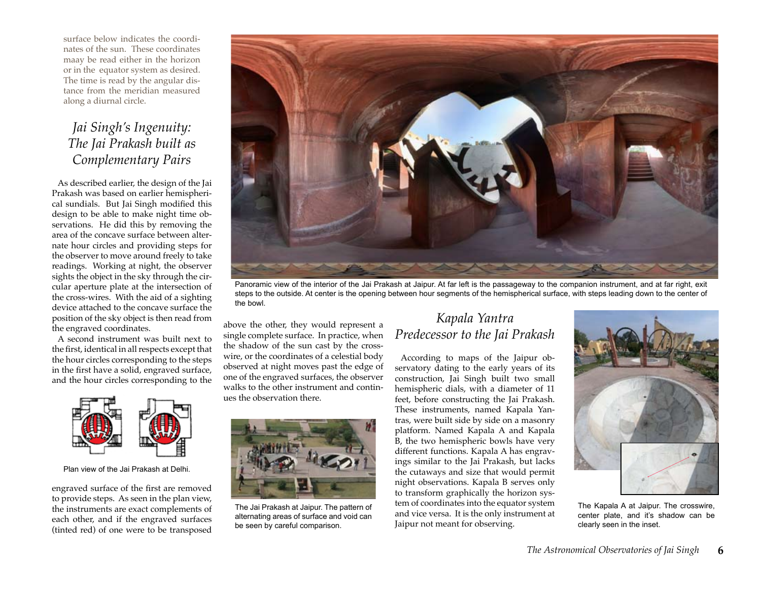surface below indicates the coordinates of the sun. These coordinates maay be read either in the horizon or in the equator system as desired. The time is read by the angular distance from the meridian measured along a diurnal circle.

## *Jai Singh's Ingenuity: The Jai Prakash built as Complementary Pairs*

As described earlier, the design of the Jai Prakash was based on earlier hemispherical sundials. But Jai Singh modified this design to be able to make night time observations. He did this by removing the area of the concave surface between alternate hour circles and providing steps for the observer to move around freely to take readings. Working at night, the observer sights the object in the sky through the circular aperture plate at the intersection of the cross-wires. With the aid of a sighting device attached to the concave surface the position of the sky object is then read from the engraved coordinates.

A second instrument was built next to the first, identical in all respects except that the hour circles corresponding to the steps in the first have a solid, engraved surface, and the hour circles corresponding to the engraved surface of the first are removed to provide steps. As seen in the plan view, the instruments are exact complements of each other, and if the engraved surfaces (tinted red) of one were to be transposed above the other, they would represent a single complete surface. In practice, when the shadow of the sun cast by the crosswire, or the coordinates of a celestial body observed at night moves past the edge of one of the engraved surfaces, the observer walks to the other instrument and continues the observation there.

Plan view of the Jai Prakash at Delhi.

Panoramic view of the interior of the Jai Prakash at Jaipur. At far left is the passageway to the companion instrument, and at far right, exit steps to the outside. At center is the opening between hour segments of the hemispherical surface, with steps leading down to the center of the bowl.

The Jai Prakash at Jaipur. The pattern of alternating areas of surface and void can be seen by careful comparison.

## *Kapala Yantra Predecessor to the Jai Prakash*

According to maps of the Jaipur observatory dating to the early years of its construction, Jai Singh built two small hemispheric dials, with a diameter of 11 feet, before constructing the Jai Prakash. These instruments, named Kapala Yantras, were built side by side on a masonry platform. Named Kapala A and Kapala B, the two hemispheric bowls have very different functions. Kapala A has engravings similar to the Jai Prakash, but lacks the cutaways and size that would permit night observations. Kapala B serves only to transform graphically the horizon system of coordinates into the equator system and vice versa. It is the only instrument at Jaipur not meant for observing.

The Kapala A at Jaipur. The crosswire, center plate, and it's shadow can be clearly seen in the inset.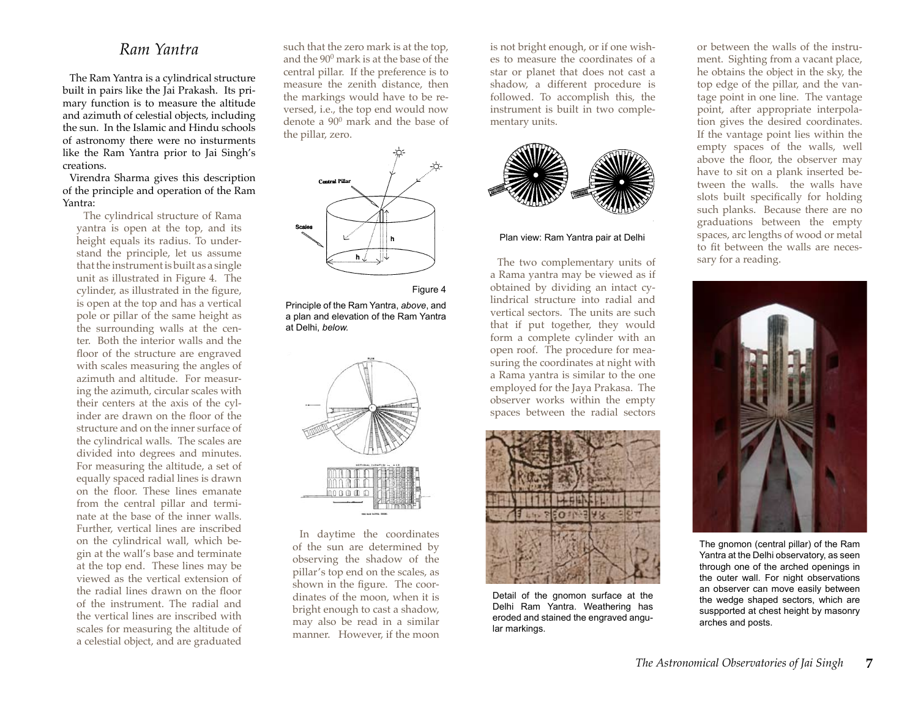## *Ram Yantra*

The Ram Yantra is a cylindrical structure built in pairs like the Jai Prakash. Its primary function is to measure the altitude and azimuth of celestial objects, including the sun. In the Islamic and Hindu schools of astronomy there were no insturments like the Ram Yantra prior to Jai Singh's creations.

Virendra Sharma gives this description of the principle and operation of the Ram Yantra:

> The cylindrical structure of Rama yantra is open at the top, and its height equals its radius. To understand the principle, let us assume that the instrument is built as a single unit as illustrated in Figure 4. The cylinder, as illustrated in the figure, is open at the top and has a vertical pole or pillar of the same height as the surrounding walls at the center. Both the interior walls and the floor of the structure are engraved with scales measuring the angles of azimuth and altitude. For measuring the azimuth, circular scales with their centers at the axis of the cylinder are drawn on the floor of the structure and on the inner surface of the cylindrical walls. The scales are divided into degrees and minutes. For measuring the altitude, a set of equally spaced radial lines is drawn on the floor. These lines emanate from the central pillar and terminate at the base of the inner walls. Further, vertical lines are inscribed on the cylindrical wall, which begin at the wall's base and terminate at the top end. These lines may be viewed as the vertical extension of the radial lines drawn on the floor of the instrument. The radial and the vertical lines are inscribed with scales for measuring the altitude of a celestial object, and are graduated such that the zero mark is at the top, and the $90^0$ mark is at the base of the central pillar. If the preference is to measure the zenith distance, then the markings would have to be reversed, i.e., the top end would now denote a $90^0$ mark and the base of the pillar, zero.

Figure 4

Principle of the Ram Yantra, *above*, and a plan and elevation of the Ram Yantra at Delhi, *below.*

> In daytime the coordinates of the sun are determined by observing the shadow of the pillar's top end on the scales, as shown in the figure. The coordinates of the moon, when it is bright enough to cast a shadow, may also be read in a similar manner. However, if the moon is not bright enough, or if one wishes to measure the coordinates of a star or planet that does not cast a shadow, a different procedure is followed. To accomplish this, the instrument is built in two complementary units.

Plan view: Ram Yantra pair at Delhi

> The two complementary units of a Rama yantra may be viewed as if obtained by dividing an intact cylindrical structure into radial and vertical sectors. The units are such that if put together, they would form a complete cylinder with an open roof. The procedure for measuring the coordinates at night with a Rama yantra is similar to the one employed for the Jaya Prakasa. The observer works within the empty spaces between the radial sectors or between the walls of the instrument. Sighting from a vacant place, he obtains the object in the sky, the top edge of the pillar, and the vantage point in one line. The vantage point, after appropriate interpolation gives the desired coordinates. If the vantage point lies within the empty spaces of the walls, well above the floor, the observer may have to sit on a plank inserted between the walls. the walls have slots built specifically for holding such planks. Because there are no graduations between the empty spaces, arc lengths of wood or metal to fit between the walls are necessary for a reading.

Detail of the gnomon surface at the Delhi Ram Yantra. Weathering has eroded and stained the engraved angular markings.

The gnomon (central pillar) of the Ram Yantra at the Delhi observatory, as seen through one of the arched openings in the outer wall. For night observations an observer can move easily between the wedge shaped sectors, which are suspported at chest height by masonry arches and posts.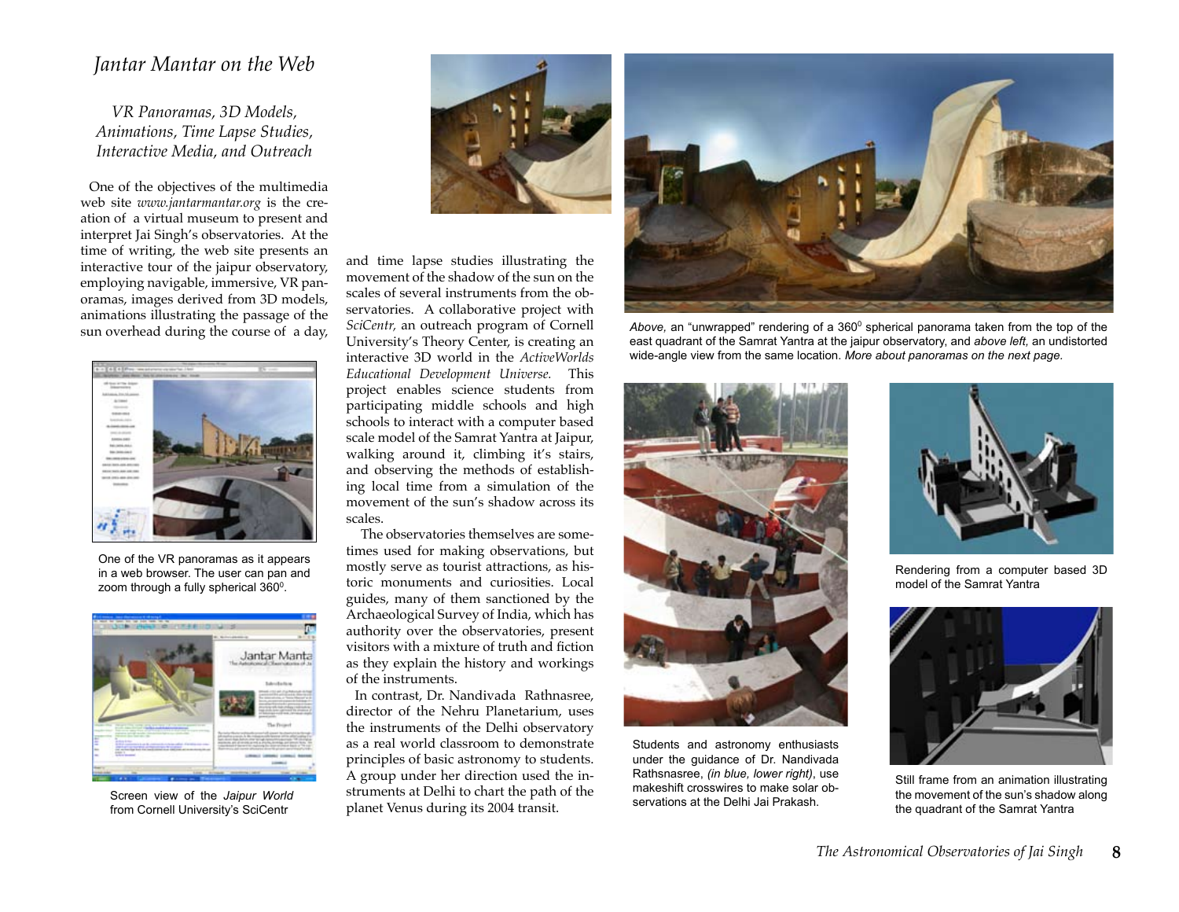# *Jantar Mantar on the Web*

*VR Panoramas, 3D Models, Animations, Time Lapse Studies, Interactive Media, and Outreach*

One of the objectives of the multimedia web site *www.jantarmantar.org* is the creation of a virtual museum to present and interpret Jai Singh's observatories. At the time of writing, the web site presents an interactive tour of the jaipur observatory, employing navigable, immersive, VR panoramas, images derived from 3D models, animations illustrating the passage of the sun overhead during the course of a day, and time lapse studies illustrating the movement of the shadow of the sun on the scales of several instruments from the observatories. A collaborative project with *SciCentr*, an outreach program of Cornell University's Theory Center, is creating an interactive 3D world in the *ActiveWorlds Educational Development Universe.* This project enables science students from participating middle schools and high schools to interact with a computer based scale model of the Samrat Yantra at Jaipur, walking around it, climbing it's stairs, and observing the methods of establishing local time from a simulation of the movement of the sun's shadow across its scales.

The observatories themselves are sometimes used for making observations, but mostly serve as tourist attractions, as historic monuments and curiosities. Local guides, many of them sanctioned by the Archaeological Survey of India, which has authority over the observatories, present visitors with a mixture of truth and fiction as they explain the history and workings of the instruments.

In contrast, Dr. Nandivada Rathnasree, director of the Nehru Planetarium, uses the instruments of the Delhi observatory as a real world classroom to demonstrate principles of basic astronomy to students. A group under her direction used the instruments at Delhi to chart the path of the planet Venus during its 2004 transit.

One of the VR panoramas as it appears in a web browser. The user can pan and zoom through a fully spherical 360°.

Screen view of the *Jaipur World* from Cornell University's SciCentr

*Above*, an "unwrapped" rendering of a 360° spherical panorama taken from the top of the east quadrant of the Samrat Yantra at the jaipur observatory, and *above left*, an undistorted wide-angle view from the same location. *More about panoramas on the next page.*

Students and astronomy enthusiasts under the guidance of Dr. Nandivada Rathsnasree, *(in blue, lower right)*, use makeshift crosswires to make solar observations at the Delhi Jai Prakash.

Rendering from a computer based 3D model of the Samrat Yantra

Still frame from an animation illustrating the movement of the sun's shadow along the quadrant of the Samrat Yantra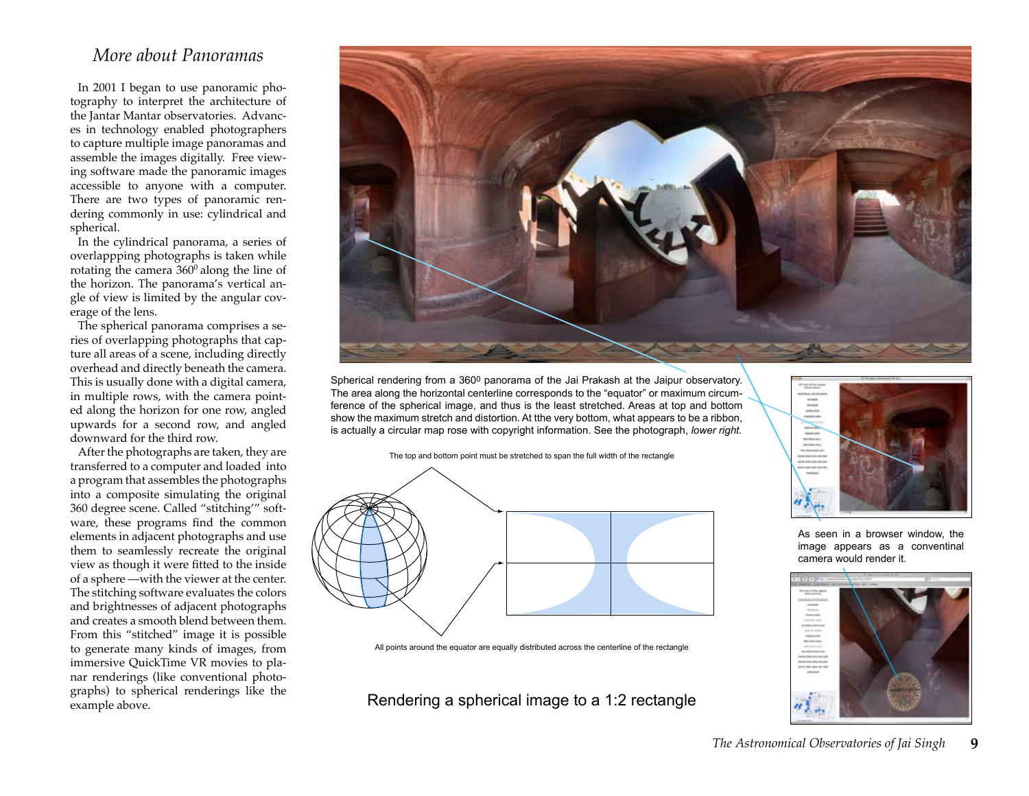# *More about Panoramas*

In 2001 I began to use panoramic photography to interpret the architecture of the Jantar Mantar observatories. Advances in technology enabled photographers to capture multiple image panoramas and assemble the images digitally. Free viewing software made the panoramic images accessible to anyone with a computer. There are two types of panoramic rendering commonly in use: cylindrical and spherical.

In the cylindrical panorama, a series of overlappping photographs is taken while rotating the camera $360^0$ along the line of the horizon. The panorama's vertical angle of view is limited by the angular coverage of the lens.

The spherical panorama comprises a series of overlapping photographs that capture all areas of a scene, including directly overhead and directly beneath the camera. This is usually done with a digital camera, in multiple rows, with the camera pointed along the horizon for one row, angled upwards for a second row, and angled downward for the third row.

After the photographs are taken, they are transferred to a computer and loaded into a program that assembles the photographs into a composite simulating the original 360 degree scene. Called "stitching'" software, these programs find the common elements in adjacent photographs and use them to seamlessly recreate the original view as though it were fitted to the inside of a sphere —with the viewer at the center. The stitching software evaluates the colors and brightnesses of adjacent photographs and creates a smooth blend between them. From this "stitched" image it is possible to generate many kinds of images, from immersive QuickTime VR movies to planar renderings (like conventional photographs) to spherical renderings like the example above.

Spherical rendering from a $360^0$ panorama of the Jai Prakash at the Jaipur observatory. The area along the horizontal centerline corresponds to the "equator" or maximum circumference of the spherical image, and thus is the least stretched. Areas at top and bottom show the maximum stretch and distortion. At tthe very bottom, what appears to be a ribbon, is actually a circular map rose with copyright information. See the photograph, *lower right.*

As seen in a browser window, the image appears as a conventinal camera would render it.

The top and bottom point must be stretched to span the full width of the rectangle

All points around the equator are equally distributed across the centerline of the rectangle

Rendering a spherical image to a 1:2 rectangle